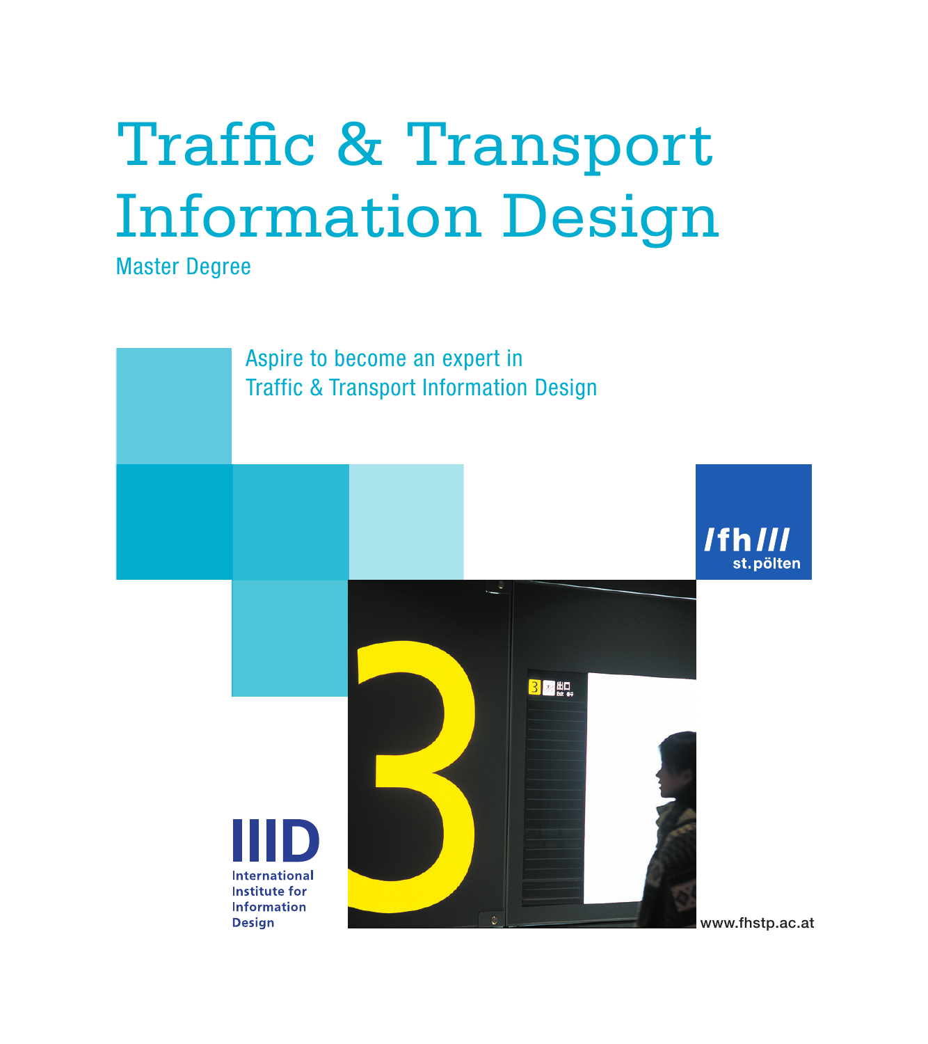# Traffic & Transport Information Design

Master Degree

Aspire to become an expert in
Traffic & Transport Information Design

/fh/// st.pölten

IIID
International Institute for Information Design

www.fhstp.ac.at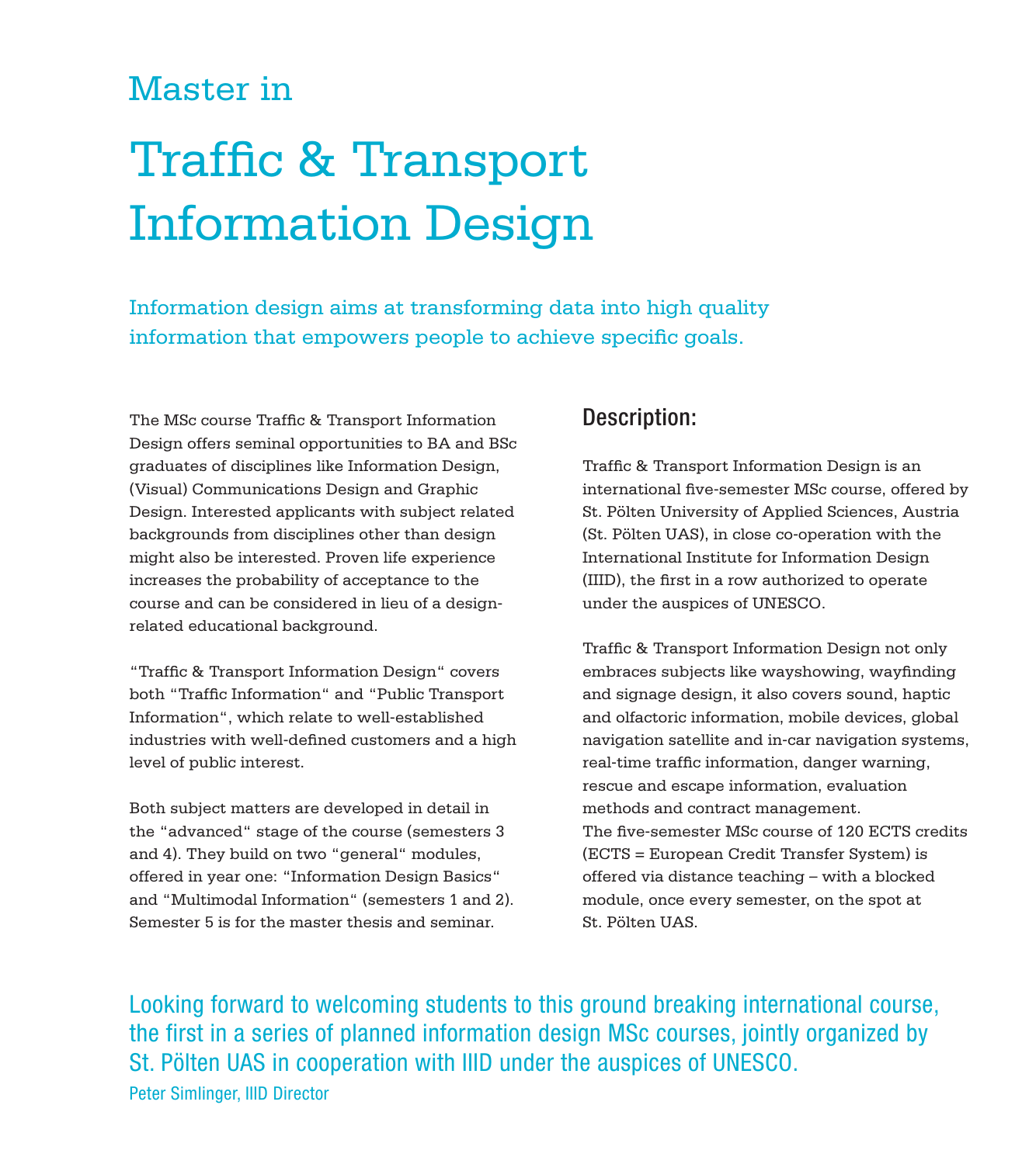Master in

# Traffic & Transport Information Design

Information design aims at transforming data into high quality information that empowers people to achieve specific goals.

The MSc course Traffic & Transport Information Design offers seminal opportunities to BA and BSc graduates of disciplines like Information Design, (Visual) Communications Design and Graphic Design. Interested applicants with subject related backgrounds from disciplines other than design might also be interested. Proven life experience increases the probability of acceptance to the course and can be considered in lieu of a design-related educational background.

"Traffic & Transport Information Design" covers both "Traffic Information" and "Public Transport Information", which relate to well-established industries with well-defined customers and a high level of public interest.

Both subject matters are developed in detail in the "advanced" stage of the course (semesters 3 and 4). They build on two "general" modules, offered in year one: "Information Design Basics" and "Multimodal Information" (semesters 1 and 2). Semester 5 is for the master thesis and seminar.

## Description:

Traffic & Transport Information Design is an international five-semester MSc course, offered by St. Pölten University of Applied Sciences, Austria (St. Pölten UAS), in close co-operation with the International Institute for Information Design (IIID), the first in a row authorized to operate under the auspices of UNESCO.

Traffic & Transport Information Design not only embraces subjects like wayshowing, wayfinding and signage design, it also covers sound, haptic and olfactoric information, mobile devices, global navigation satellite and in-car navigation systems, real-time traffic information, danger warning, rescue and escape information, evaluation methods and contract management.
The five-semester MSc course of 120 ECTS credits (ECTS = European Credit Transfer System) is offered via distance teaching – with a blocked module, once every semester, on the spot at St. Pölten UAS.

Looking forward to welcoming students to this ground breaking international course, the first in a series of planned information design MSc courses, jointly organized by St. Pölten UAS in cooperation with IIID under the auspices of UNESCO.

Peter Simlinger, IIID Director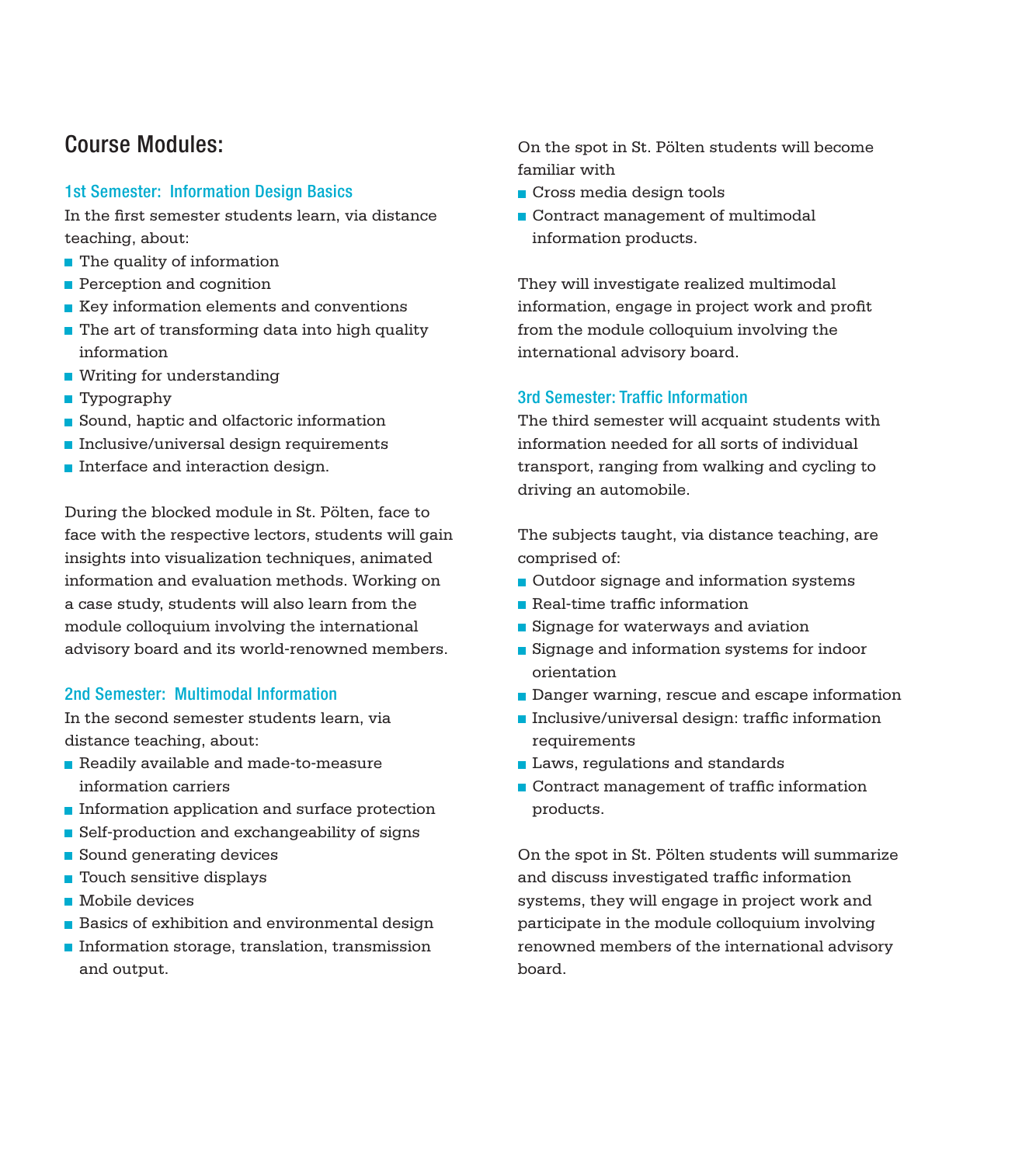## Course Modules:

### 1st Semester: Information Design Basics

In the first semester students learn, via distance teaching, about:

- The quality of information
- Perception and cognition
- Key information elements and conventions
- The art of transforming data into high quality information
- Writing for understanding
- Typography
- Sound, haptic and olfactoric information
- Inclusive/universal design requirements
- Interface and interaction design.

During the blocked module in St. Pölten, face to face with the respective lectors, students will gain insights into visualization techniques, animated information and evaluation methods. Working on a case study, students will also learn from the module colloquium involving the international advisory board and its world-renowned members.

### 2nd Semester: Multimodal Information

In the second semester students learn, via distance teaching, about:

- Readily available and made-to-measure information carriers
- Information application and surface protection
- Self-production and exchangeability of signs
- Sound generating devices
- Touch sensitive displays
- Mobile devices
- Basics of exhibition and environmental design
- Information storage, translation, transmission and output.

On the spot in St. Pölten students will become familiar with

- Cross media design tools
- Contract management of multimodal information products.

They will investigate realized multimodal information, engage in project work and profit from the module colloquium involving the international advisory board.

### 3rd Semester: Traffic Information

The third semester will acquaint students with information needed for all sorts of individual transport, ranging from walking and cycling to driving an automobile.

The subjects taught, via distance teaching, are comprised of:

- Outdoor signage and information systems
- Real-time traffic information
- Signage for waterways and aviation
- Signage and information systems for indoor orientation
- Danger warning, rescue and escape information
- Inclusive/universal design: traffic information requirements
- Laws, regulations and standards
- Contract management of traffic information products.

On the spot in St. Pölten students will summarize and discuss investigated traffic information systems, they will engage in project work and participate in the module colloquium involving renowned members of the international advisory board.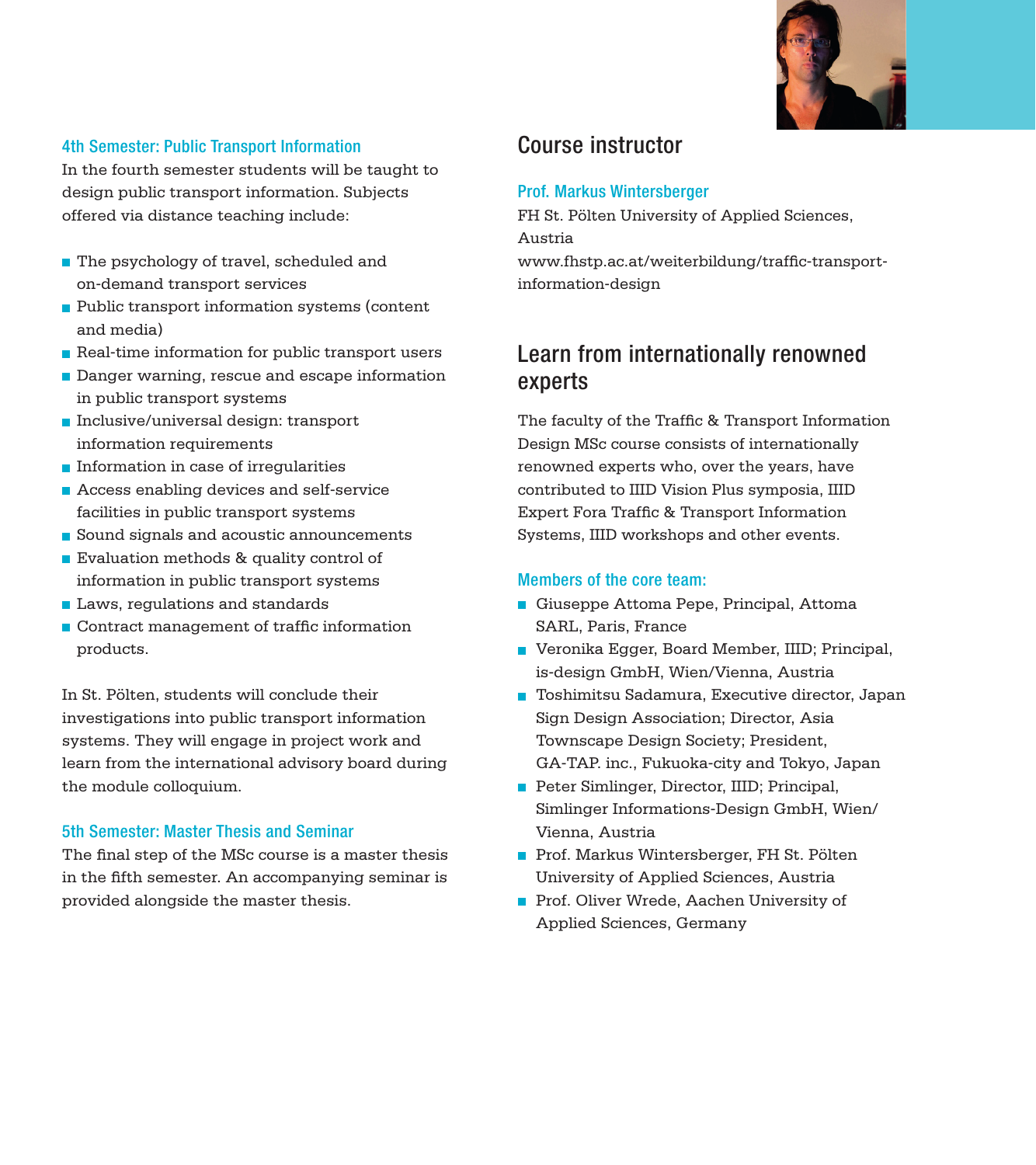### 4th Semester: Public Transport Information

In the fourth semester students will be taught to design public transport information. Subjects offered via distance teaching include:

- The psychology of travel, scheduled and on-demand transport services
- Public transport information systems (content and media)
- Real-time information for public transport users
- Danger warning, rescue and escape information in public transport systems
- Inclusive/universal design: transport information requirements
- Information in case of irregularities
- Access enabling devices and self-service facilities in public transport systems
- Sound signals and acoustic announcements
- Evaluation methods & quality control of information in public transport systems
- Laws, regulations and standards
- Contract management of traffic information products.

In St. Pölten, students will conclude their investigations into public transport information systems. They will engage in project work and learn from the international advisory board during the module colloquium.

### 5th Semester: Master Thesis and Seminar

The final step of the MSc course is a master thesis in the fifth semester. An accompanying seminar is provided alongside the master thesis.

## Course instructor

### Prof. Markus Wintersberger

FH St. Pölten University of Applied Sciences, Austria
www.fhstp.ac.at/weiterbildung/traffic-transport-information-design

## Learn from internationally renowned experts

The faculty of the Traffic & Transport Information Design MSc course consists of internationally renowned experts who, over the years, have contributed to IIID Vision Plus symposia, IIID Expert Fora Traffic & Transport Information Systems, IIID workshops and other events.

### Members of the core team:

- Giuseppe Attoma Pepe, Principal, Attoma SARL, Paris, France
- Veronika Egger, Board Member, IIID; Principal, is-design GmbH, Wien/Vienna, Austria
- Toshimitsu Sadamura, Executive director, Japan Sign Design Association; Director, Asia Townscape Design Society; President, GA-TAP. inc., Fukuoka-city and Tokyo, Japan
- Peter Simlinger, Director, IIID; Principal, Simlinger Informations-Design GmbH, Wien/Vienna, Austria
- Prof. Markus Wintersberger, FH St. Pölten University of Applied Sciences, Austria
- Prof. Oliver Wrede, Aachen University of Applied Sciences, Germany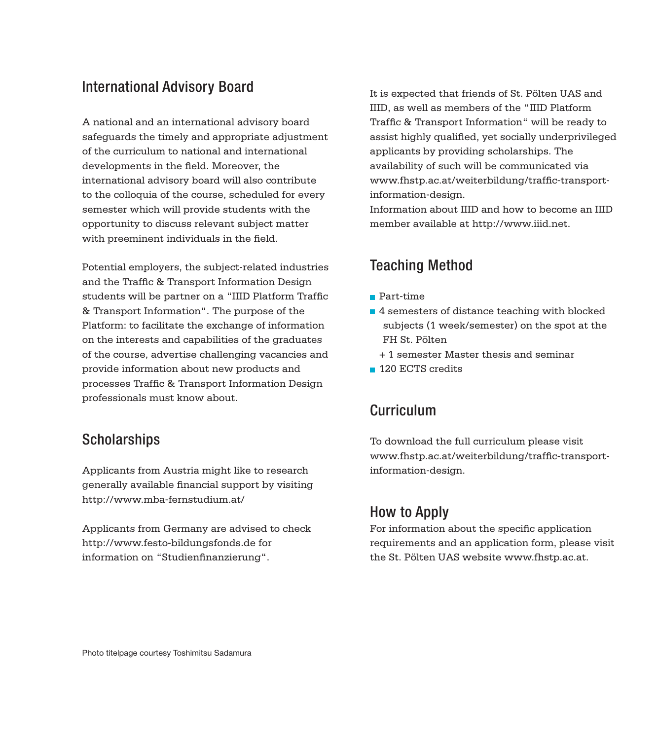## International Advisory Board

A national and an international advisory board safeguards the timely and appropriate adjustment of the curriculum to national and international developments in the field. Moreover, the international advisory board will also contribute to the colloquia of the course, scheduled for every semester which will provide students with the opportunity to discuss relevant subject matter with preeminent individuals in the field.

Potential employers, the subject-related industries and the Traffic & Transport Information Design students will be partner on a "IIID Platform Traffic & Transport Information". The purpose of the Platform: to facilitate the exchange of information on the interests and capabilities of the graduates of the course, advertise challenging vacancies and provide information about new products and processes Traffic & Transport Information Design professionals must know about.

## Scholarships

Applicants from Austria might like to research generally available financial support by visiting http://www.mba-fernstudium.at/

Applicants from Germany are advised to check http://www.festo-bildungsfonds.de for information on "Studienfinanzierung".

It is expected that friends of St. Pölten UAS and IIID, as well as members of the "IIID Platform Traffic & Transport Information" will be ready to assist highly qualified, yet socially underprivileged applicants by providing scholarships. The availability of such will be communicated via www.fhstp.ac.at/weiterbildung/traffic-transport-information-design.
Information about IIID and how to become an IIID member available at http://www.iiid.net.

## Teaching Method

- Part-time
- 4 semesters of distance teaching with blocked subjects (1 week/semester) on the spot at the FH St. Pölten
  + 1 semester Master thesis and seminar
- 120 ECTS credits

## Curriculum

To download the full curriculum please visit www.fhstp.ac.at/weiterbildung/traffic-transport-information-design.

## How to Apply

For information about the specific application requirements and an application form, please visit the St. Pölten UAS website www.fhstp.ac.at.

Photo titelpage courtesy Toshimitsu Sadamura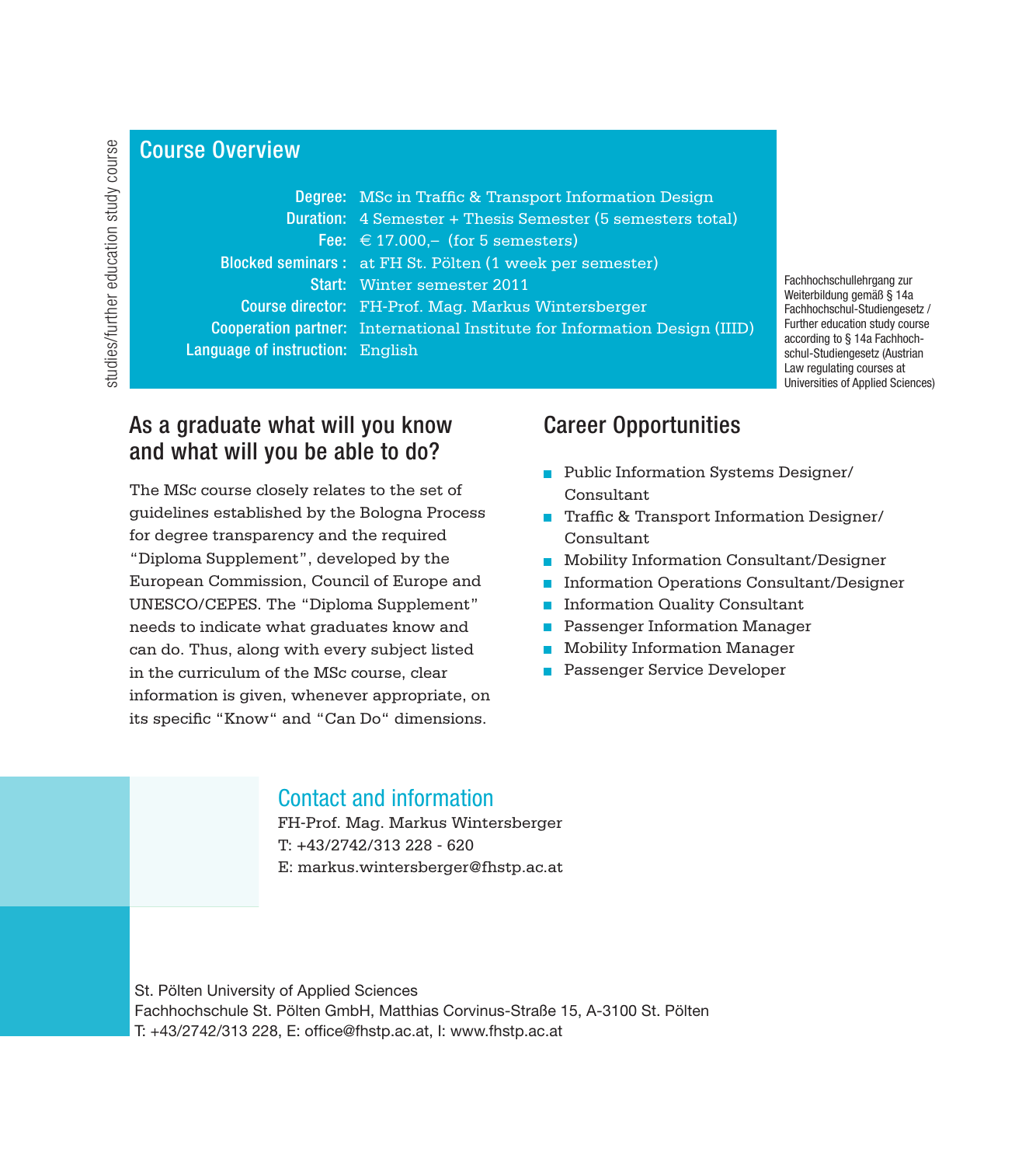studies/further education study course

## Course Overview

| | |
|---|---|
| Degree: | MSc in Traffic & Transport Information Design |
| Duration: | 4 Semester + Thesis Semester (5 semesters total) |
| Fee: | € 17.000,– (for 5 semesters) |
| Blocked seminars : | at FH St. Pölten (1 week per semester) |
| Start: | Winter semester 2011 |
| Course director: | FH-Prof. Mag. Markus Wintersberger |
| Cooperation partner: | International Institute for Information Design (IIID) |
| Language of instruction: | English |

Fachhochschullehrgang zur Weiterbildung gemäß § 14a Fachhochschul-Studiengesetz / Further education study course according to § 14a Fachhochschul-Studiengesetz (Austrian Law regulating courses at Universities of Applied Sciences)

## As a graduate what will you know and what will you be able to do?

The MSc course closely relates to the set of guidelines established by the Bologna Process for degree transparency and the required "Diploma Supplement", developed by the European Commission, Council of Europe and UNESCO/CEPES. The "Diploma Supplement" needs to indicate what graduates know and can do. Thus, along with every subject listed in the curriculum of the MSc course, clear information is given, whenever appropriate, on its specific "Know" and "Can Do" dimensions.

## Career Opportunities

- Public Information Systems Designer/ Consultant
- Traffic & Transport Information Designer/ Consultant
- Mobility Information Consultant/Designer
- Information Operations Consultant/Designer
- Information Quality Consultant
- Passenger Information Manager
- Mobility Information Manager
- Passenger Service Developer

## Contact and information

FH-Prof. Mag. Markus Wintersberger
T: +43/2742/313 228 - 620
E: markus.wintersberger@fhstp.ac.at

St. Pölten University of Applied Sciences
Fachhochschule St. Pölten GmbH, Matthias Corvinus-Straße 15, A-3100 St. Pölten
T: +43/2742/313 228, E: office@fhstp.ac.at, I: www.fhstp.ac.at